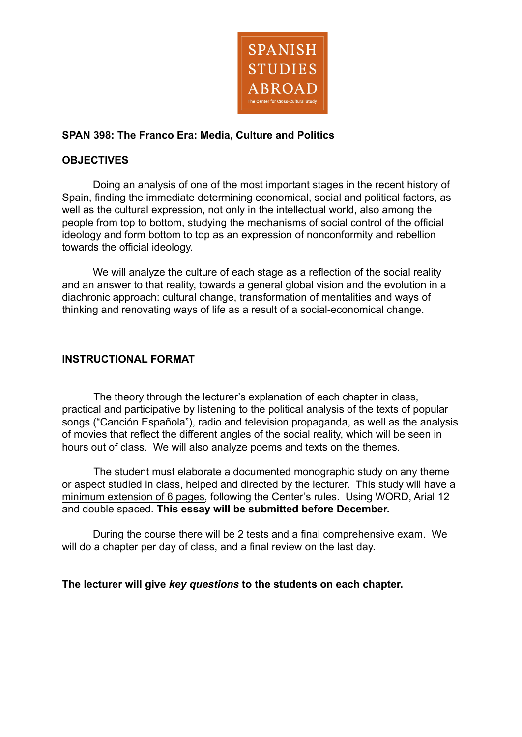SPANISH STUDIES ABROAD

The Center for Cross-Cultural Study

**SPAN 398: The Franco Era: Media, Culture and Politics**

**OBJECTIVES**

Doing an analysis of one of the most important stages in the recent history of Spain, finding the immediate determining economical, social and political factors, as well as the cultural expression, not only in the intellectual world, also among the people from top to bottom, studying the mechanisms of social control of the official ideology and form bottom to top as an expression of nonconformity and rebellion towards the official ideology.

We will analyze the culture of each stage as a reflection of the social reality and an answer to that reality, towards a general global vision and the evolution in a diachronic approach: cultural change, transformation of mentalities and ways of thinking and renovating ways of life as a result of a social-economical change.

**INSTRUCTIONAL FORMAT**

The theory through the lecturer's explanation of each chapter in class, practical and participative by listening to the political analysis of the texts of popular songs ("Canción Española"), radio and television propaganda, as well as the analysis of movies that reflect the different angles of the social reality, which will be seen in hours out of class. We will also analyze poems and texts on the themes.

The student must elaborate a documented monographic study on any theme or aspect studied in class, helped and directed by the lecturer. This study will have a minimum extension of 6 pages, following the Center's rules. Using WORD, Arial 12 and double spaced. **This essay will be submitted before December.**

During the course there will be 2 tests and a final comprehensive exam. We will do a chapter per day of class, and a final review on the last day.

**The lecturer will give *key questions* to the students on each chapter.**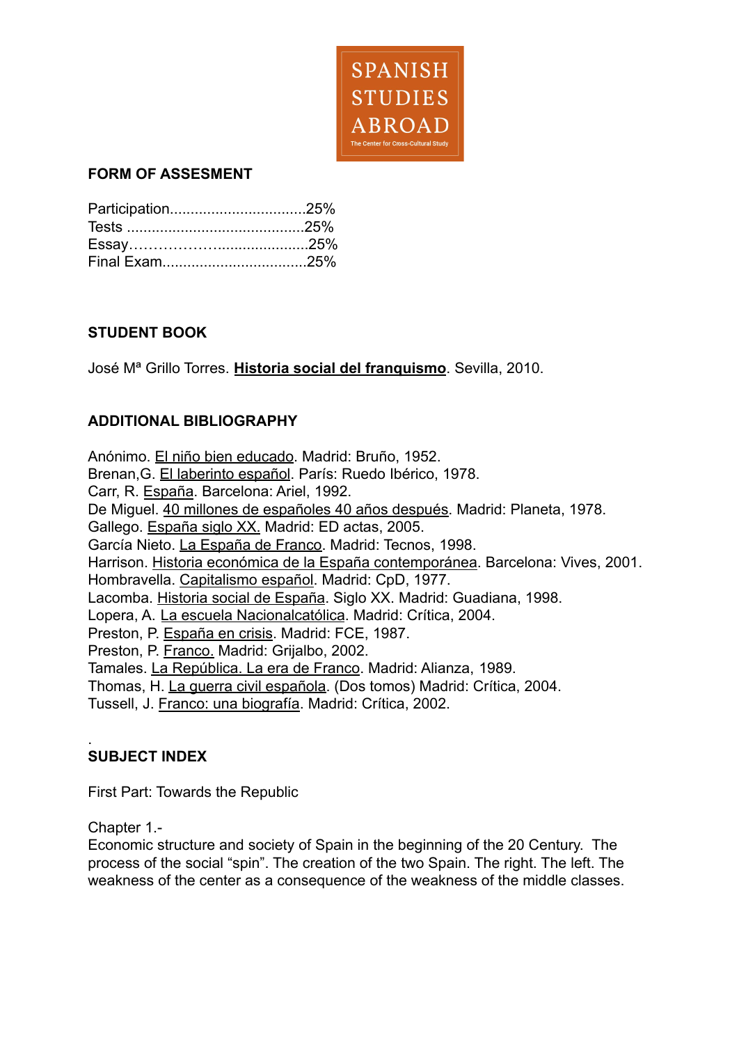## FORM OF ASSESMENT

Participation.................................25%
Tests ...........................................25%
Essay………………......................25%
Final Exam...................................25%

## STUDENT BOOK

José Mª Grillo Torres. **Historia social del franquismo**. Sevilla, 2010.

## ADDITIONAL BIBLIOGRAPHY

Anónimo. El niño bien educado. Madrid: Bruño, 1952.
Brenan,G. El laberinto español. París: Ruedo Ibérico, 1978.
Carr, R. España. Barcelona: Ariel, 1992.
De Miguel. 40 millones de españoles 40 años después. Madrid: Planeta, 1978.
Gallego. España siglo XX. Madrid: ED actas, 2005.
García Nieto. La España de Franco. Madrid: Tecnos, 1998.
Harrison. Historia económica de la España contemporánea. Barcelona: Vives, 2001.
Hombravella. Capitalismo español. Madrid: CpD, 1977.
Lacomba. Historia social de España. Siglo XX. Madrid: Guadiana, 1998.
Lopera, A. La escuela Nacionalcatólica. Madrid: Crítica, 2004.
Preston, P. España en crisis. Madrid: FCE, 1987.
Preston, P. Franco. Madrid: Grijalbo, 2002.
Tamales. La República. La era de Franco. Madrid: Alianza, 1989.
Thomas, H. La guerra civil española. (Dos tomos) Madrid: Crítica, 2004.
Tussell, J. Franco: una biografía. Madrid: Crítica, 2002.

.

## SUBJECT INDEX

First Part: Towards the Republic

Chapter 1.-
Economic structure and society of Spain in the beginning of the 20 Century. The process of the social "spin". The creation of the two Spain. The right. The left. The weakness of the center as a consequence of the weakness of the middle classes.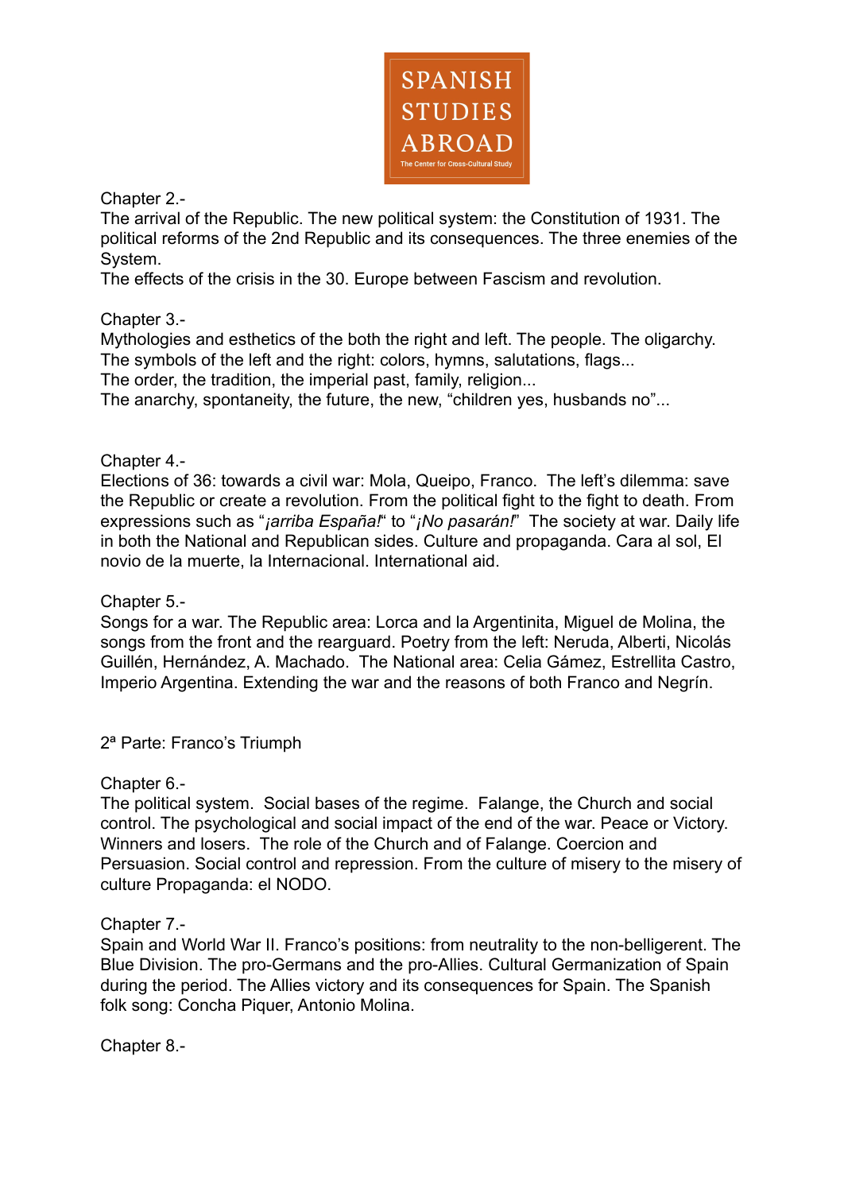Chapter 2.-
The arrival of the Republic. The new political system: the Constitution of 1931. The political reforms of the 2nd Republic and its consequences. The three enemies of the System.
The effects of the crisis in the 30. Europe between Fascism and revolution.

Chapter 3.-
Mythologies and esthetics of the both the right and left. The people. The oligarchy.
The symbols of the left and the right: colors, hymns, salutations, flags...
The order, the tradition, the imperial past, family, religion...
The anarchy, spontaneity, the future, the new, “children yes, husbands no”...

Chapter 4.-
Elections of 36: towards a civil war: Mola, Queipo, Franco. The left’s dilemma: save the Republic or create a revolution. From the political fight to the fight to death. From expressions such as “*¡arriba España!*“ to “*¡No pasarán!*” The society at war. Daily life in both the National and Republican sides. Culture and propaganda. Cara al sol, El novio de la muerte, la Internacional. International aid.

Chapter 5.-
Songs for a war. The Republic area: Lorca and la Argentinita, Miguel de Molina, the songs from the front and the rearguard. Poetry from the left: Neruda, Alberti, Nicolás Guillén, Hernández, A. Machado. The National area: Celia Gámez, Estrellita Castro, Imperio Argentina. Extending the war and the reasons of both Franco and Negrín.

2ª Parte: Franco’s Triumph

Chapter 6.-
The political system. Social bases of the regime. Falange, the Church and social control. The psychological and social impact of the end of the war. Peace or Victory. Winners and losers. The role of the Church and of Falange. Coercion and Persuasion. Social control and repression. From the culture of misery to the misery of culture Propaganda: el NODO.

Chapter 7.-
Spain and World War II. Franco’s positions: from neutrality to the non-belligerent. The Blue Division. The pro-Germans and the pro-Allies. Cultural Germanization of Spain during the period. The Allies victory and its consequences for Spain. The Spanish folk song: Concha Piquer, Antonio Molina.

Chapter 8.-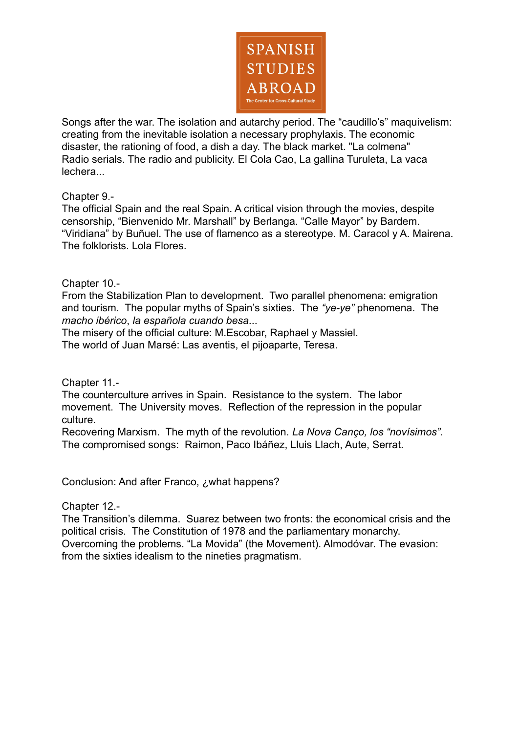Songs after the war. The isolation and autarchy period. The "caudillo's" maquivelism: creating from the inevitable isolation a necessary prophylaxis. The economic disaster, the rationing of food, a dish a day. The black market. "La colmena" Radio serials. The radio and publicity. El Cola Cao, La gallina Turuleta, La vaca lechera...

Chapter 9.-

The official Spain and the real Spain. A critical vision through the movies, despite censorship, "Bienvenido Mr. Marshall" by Berlanga. "Calle Mayor" by Bardem. "Viridiana" by Buñuel. The use of flamenco as a stereotype. M. Caracol y A. Mairena. The folklorists. Lola Flores.

Chapter 10.-

From the Stabilization Plan to development. Two parallel phenomena: emigration and tourism. The popular myths of Spain's sixties. The *"ye-ye"* phenomena. The *macho ibérico*, *la española cuando besa*...

The misery of the official culture: M.Escobar, Raphael y Massiel.

The world of Juan Marsé: Las aventis, el pijoaparte, Teresa.

Chapter 11.-

The counterculture arrives in Spain. Resistance to the system. The labor movement. The University moves. Reflection of the repression in the popular culture.

Recovering Marxism. The myth of the revolution. *La Nova Cançọ, los "novísimos".* The compromised songs: Raimon, Paco Ibáñez, Lluis Llach, Aute, Serrat.

Conclusion: And after Franco, ¿what happens?

Chapter 12.-

The Transition's dilemma. Suarez between two fronts: the economical crisis and the political crisis. The Constitution of 1978 and the parliamentary monarchy. Overcoming the problems. "La Movida" (the Movement). Almodóvar. The evasion: from the sixties idealism to the nineties pragmatism.